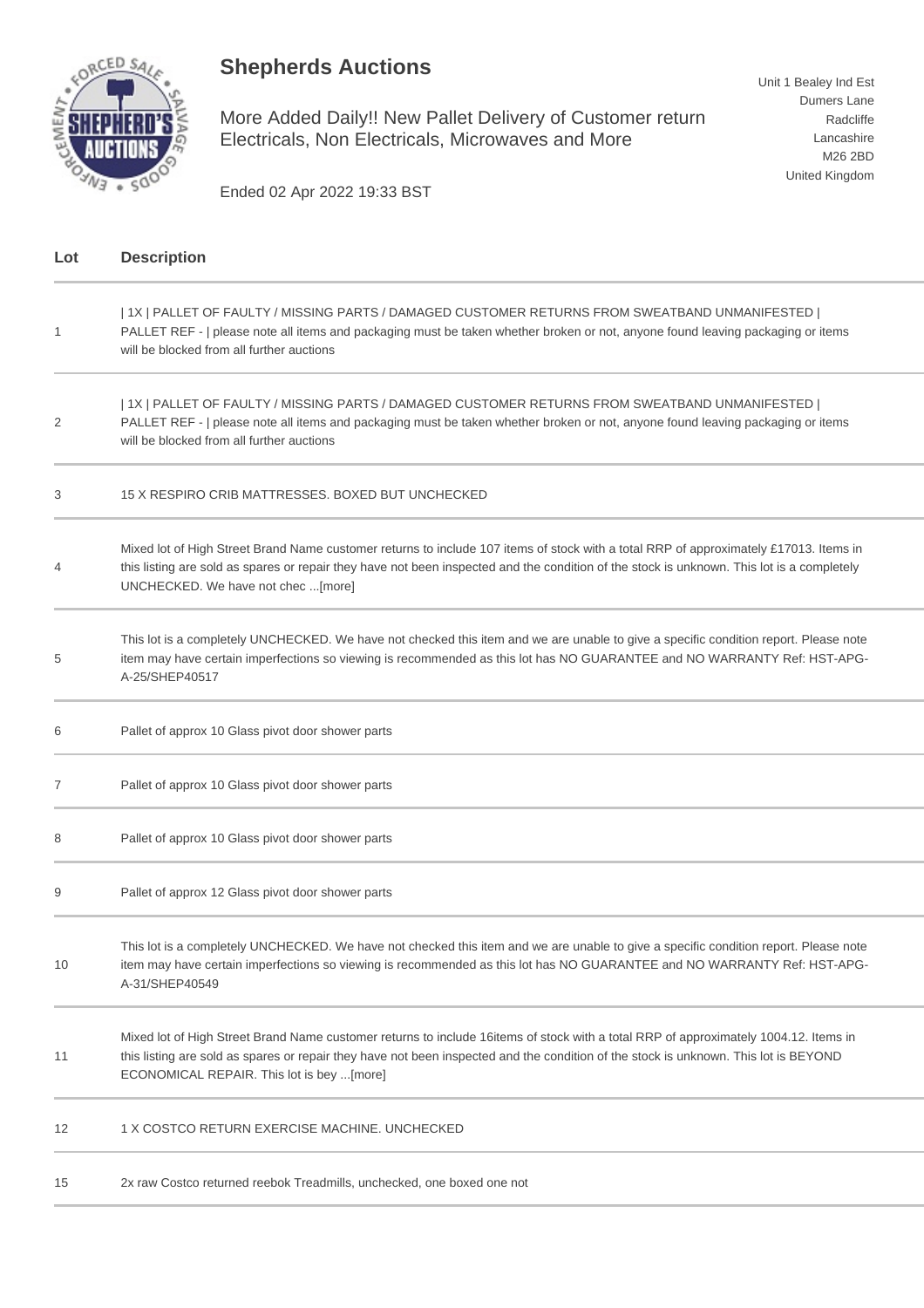# Shepherds Auctions

More Added Daily!! New Pallet Delivery of Customer return Electricals, Non Electricals, Microwaves and More

Ended 02 Apr 2022 19:33 BST

Unit 1 Bealey Ind Est
Dumers Lane
Radcliffe
Lancashire
M26 2BD
United Kingdom

| Lot | Description |
| --- | --- |
| 1 | \| 1X \| PALLET OF FAULTY / MISSING PARTS / DAMAGED CUSTOMER RETURNS FROM SWEATBAND UNMANIFESTED \| PALLET REF - \| please note all items and packaging must be taken whether broken or not, anyone found leaving packaging or items will be blocked from all further auctions |
| 2 | \| 1X \| PALLET OF FAULTY / MISSING PARTS / DAMAGED CUSTOMER RETURNS FROM SWEATBAND UNMANIFESTED \| PALLET REF - \| please note all items and packaging must be taken whether broken or not, anyone found leaving packaging or items will be blocked from all further auctions |
| 3 | 15 X RESPIRO CRIB MATTRESSES. BOXED BUT UNCHECKED |
| 4 | Mixed lot of High Street Brand Name customer returns to include 107 items of stock with a total RRP of approximately £17013. Items in this listing are sold as spares or repair they have not been inspected and the condition of the stock is unknown. This lot is a completely UNCHECKED. We have not chec ...[more] |
| 5 | This lot is a completely UNCHECKED. We have not checked this item and we are unable to give a specific condition report. Please note item may have certain imperfections so viewing is recommended as this lot has NO GUARANTEE and NO WARRANTY Ref: HST-APG-A-25/SHEP40517 |
| 6 | Pallet of approx 10 Glass pivot door shower parts |
| 7 | Pallet of approx 10 Glass pivot door shower parts |
| 8 | Pallet of approx 10 Glass pivot door shower parts |
| 9 | Pallet of approx 12 Glass pivot door shower parts |
| 10 | This lot is a completely UNCHECKED. We have not checked this item and we are unable to give a specific condition report. Please note item may have certain imperfections so viewing is recommended as this lot has NO GUARANTEE and NO WARRANTY Ref: HST-APG-A-31/SHEP40549 |
| 11 | Mixed lot of High Street Brand Name customer returns to include 16items of stock with a total RRP of approximately 1004.12. Items in this listing are sold as spares or repair they have not been inspected and the condition of the stock is unknown. This lot is BEYOND ECONOMICAL REPAIR. This lot is bey ...[more] |
| 12 | 1 X COSTCO RETURN EXERCISE MACHINE. UNCHECKED |
| 15 | 2x raw Costco returned reebok Treadmills, unchecked, one boxed one not |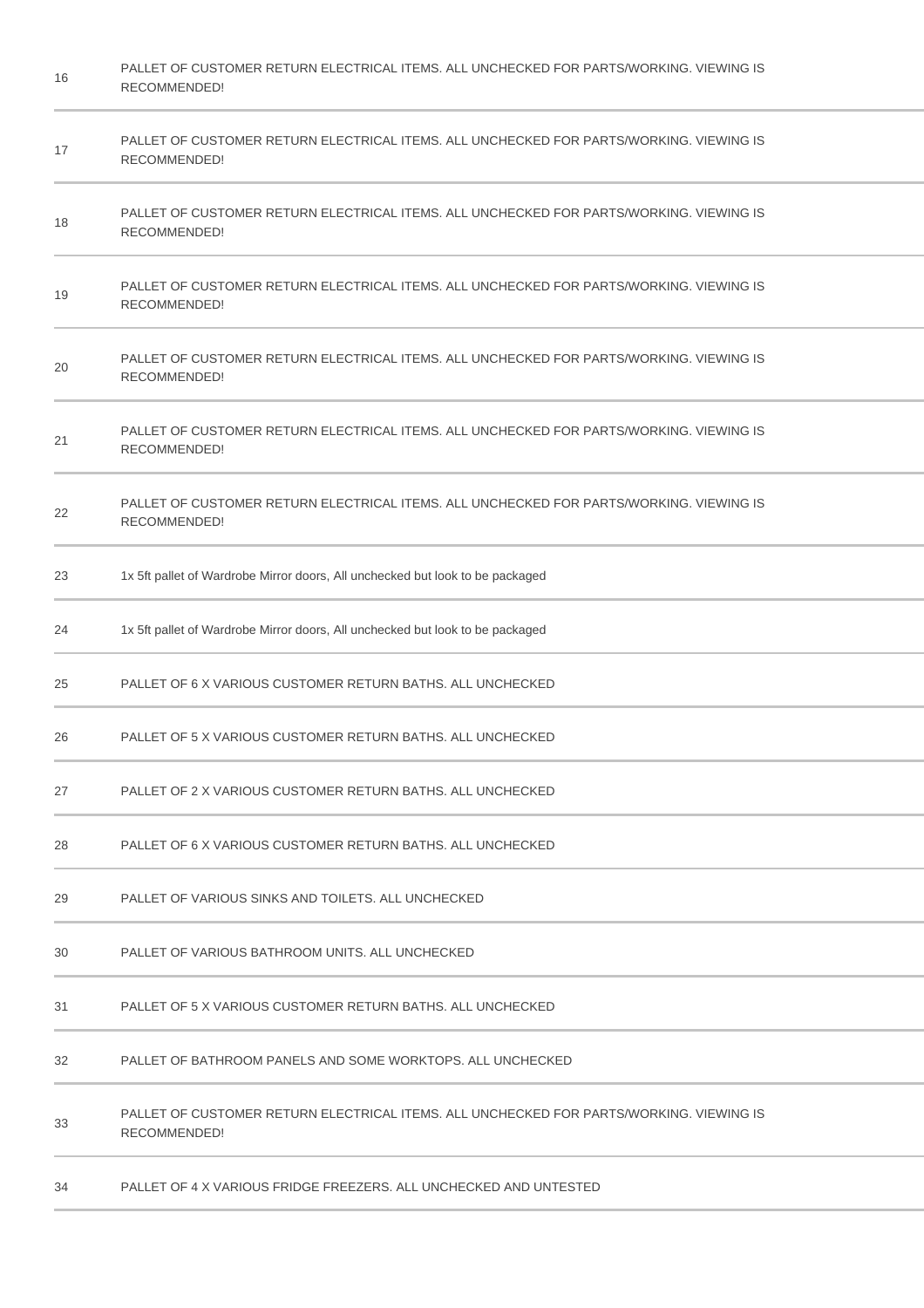| | |
|---|---|
| 16 | PALLET OF CUSTOMER RETURN ELECTRICAL ITEMS. ALL UNCHECKED FOR PARTS/WORKING. VIEWING IS RECOMMENDED! |
| 17 | PALLET OF CUSTOMER RETURN ELECTRICAL ITEMS. ALL UNCHECKED FOR PARTS/WORKING. VIEWING IS RECOMMENDED! |
| 18 | PALLET OF CUSTOMER RETURN ELECTRICAL ITEMS. ALL UNCHECKED FOR PARTS/WORKING. VIEWING IS RECOMMENDED! |
| 19 | PALLET OF CUSTOMER RETURN ELECTRICAL ITEMS. ALL UNCHECKED FOR PARTS/WORKING. VIEWING IS RECOMMENDED! |
| 20 | PALLET OF CUSTOMER RETURN ELECTRICAL ITEMS. ALL UNCHECKED FOR PARTS/WORKING. VIEWING IS RECOMMENDED! |
| 21 | PALLET OF CUSTOMER RETURN ELECTRICAL ITEMS. ALL UNCHECKED FOR PARTS/WORKING. VIEWING IS RECOMMENDED! |
| 22 | PALLET OF CUSTOMER RETURN ELECTRICAL ITEMS. ALL UNCHECKED FOR PARTS/WORKING. VIEWING IS RECOMMENDED! |
| 23 | 1x 5ft pallet of Wardrobe Mirror doors, All unchecked but look to be packaged |
| 24 | 1x 5ft pallet of Wardrobe Mirror doors, All unchecked but look to be packaged |
| 25 | PALLET OF 6 X VARIOUS CUSTOMER RETURN BATHS. ALL UNCHECKED |
| 26 | PALLET OF 5 X VARIOUS CUSTOMER RETURN BATHS. ALL UNCHECKED |
| 27 | PALLET OF 2 X VARIOUS CUSTOMER RETURN BATHS. ALL UNCHECKED |
| 28 | PALLET OF 6 X VARIOUS CUSTOMER RETURN BATHS. ALL UNCHECKED |
| 29 | PALLET OF VARIOUS SINKS AND TOILETS. ALL UNCHECKED |
| 30 | PALLET OF VARIOUS BATHROOM UNITS. ALL UNCHECKED |
| 31 | PALLET OF 5 X VARIOUS CUSTOMER RETURN BATHS. ALL UNCHECKED |
| 32 | PALLET OF BATHROOM PANELS AND SOME WORKTOPS. ALL UNCHECKED |
| 33 | PALLET OF CUSTOMER RETURN ELECTRICAL ITEMS. ALL UNCHECKED FOR PARTS/WORKING. VIEWING IS RECOMMENDED! |
| 34 | PALLET OF 4 X VARIOUS FRIDGE FREEZERS. ALL UNCHECKED AND UNTESTED |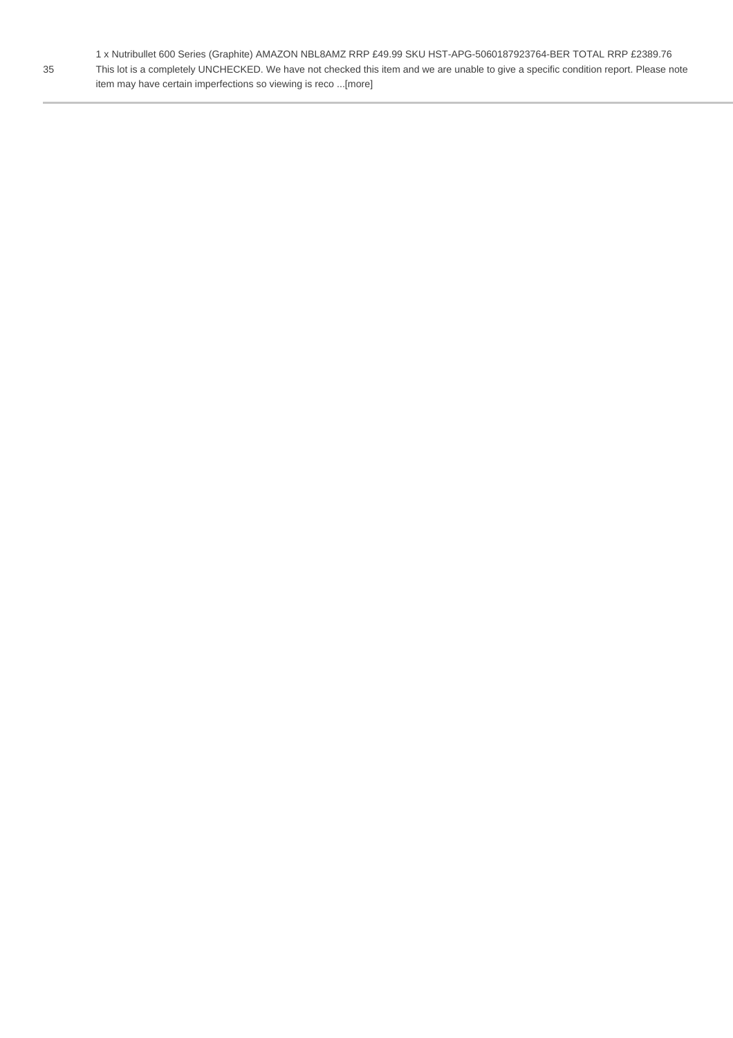| | |
|---|---|
| 35 | 1 x Nutribullet 600 Series (Graphite) AMAZON NBL8AMZ RRP £49.99 SKU HST-APG-5060187923764-BER TOTAL RRP £2389.76<br>This lot is a completely UNCHECKED. We have not checked this item and we are unable to give a specific condition report. Please note item may have certain imperfections so viewing is reco ...[more] |